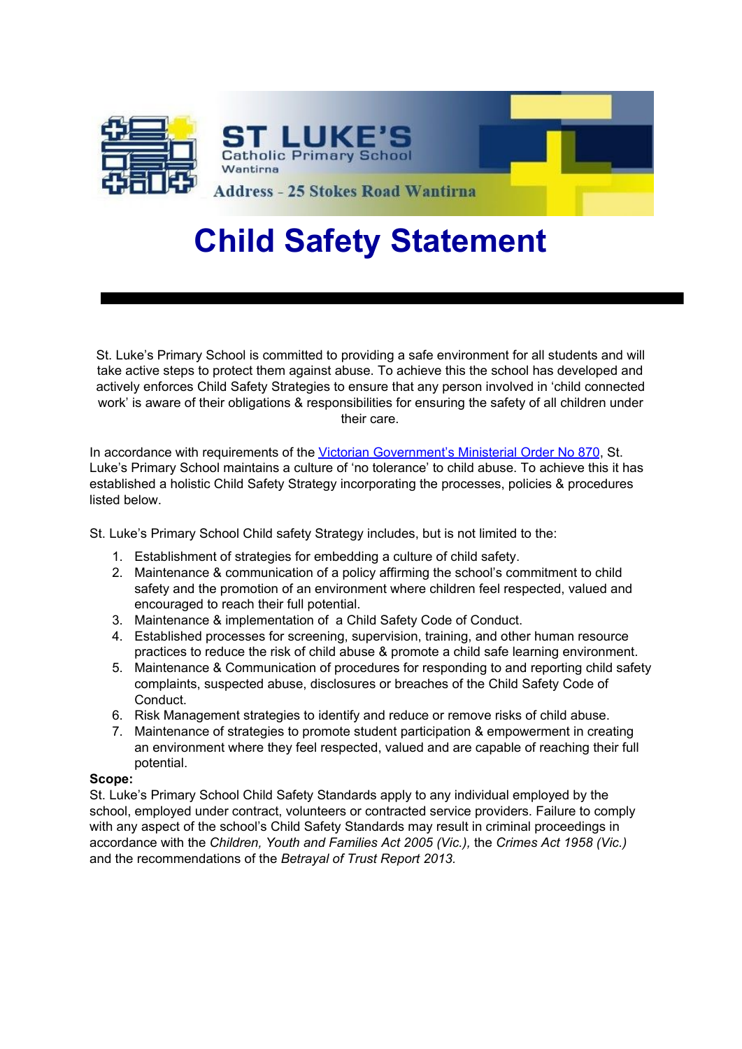ST LUKE'S
Catholic Primary School
Wantirna
Address - 25 Stokes Road Wantirna

# Child Safety Statement

St. Luke's Primary School is committed to providing a safe environment for all students and will take active steps to protect them against abuse. To achieve this the school has developed and actively enforces Child Safety Strategies to ensure that any person involved in 'child connected work' is aware of their obligations & responsibilities for ensuring the safety of all children under their care.

In accordance with requirements of the [Victorian Government's Ministerial Order No 870](), St. Luke's Primary School maintains a culture of 'no tolerance' to child abuse. To achieve this it has established a holistic Child Safety Strategy incorporating the processes, policies & procedures listed below.

St. Luke's Primary School Child safety Strategy includes, but is not limited to the:

1. Establishment of strategies for embedding a culture of child safety.
2. Maintenance & communication of a policy affirming the school's commitment to child safety and the promotion of an environment where children feel respected, valued and encouraged to reach their full potential.
3. Maintenance & implementation of a Child Safety Code of Conduct.
4. Established processes for screening, supervision, training, and other human resource practices to reduce the risk of child abuse & promote a child safe learning environment.
5. Maintenance & Communication of procedures for responding to and reporting child safety complaints, suspected abuse, disclosures or breaches of the Child Safety Code of Conduct.
6. Risk Management strategies to identify and reduce or remove risks of child abuse.
7. Maintenance of strategies to promote student participation & empowerment in creating an environment where they feel respected, valued and are capable of reaching their full potential.

**Scope:**
St. Luke's Primary School Child Safety Standards apply to any individual employed by the school, employed under contract, volunteers or contracted service providers. Failure to comply with any aspect of the school's Child Safety Standards may result in criminal proceedings in accordance with the *Children, Youth and Families Act 2005 (Vic.),* the *Crimes Act 1958 (Vic.)* and the recommendations of the *Betrayal of Trust Report 2013.*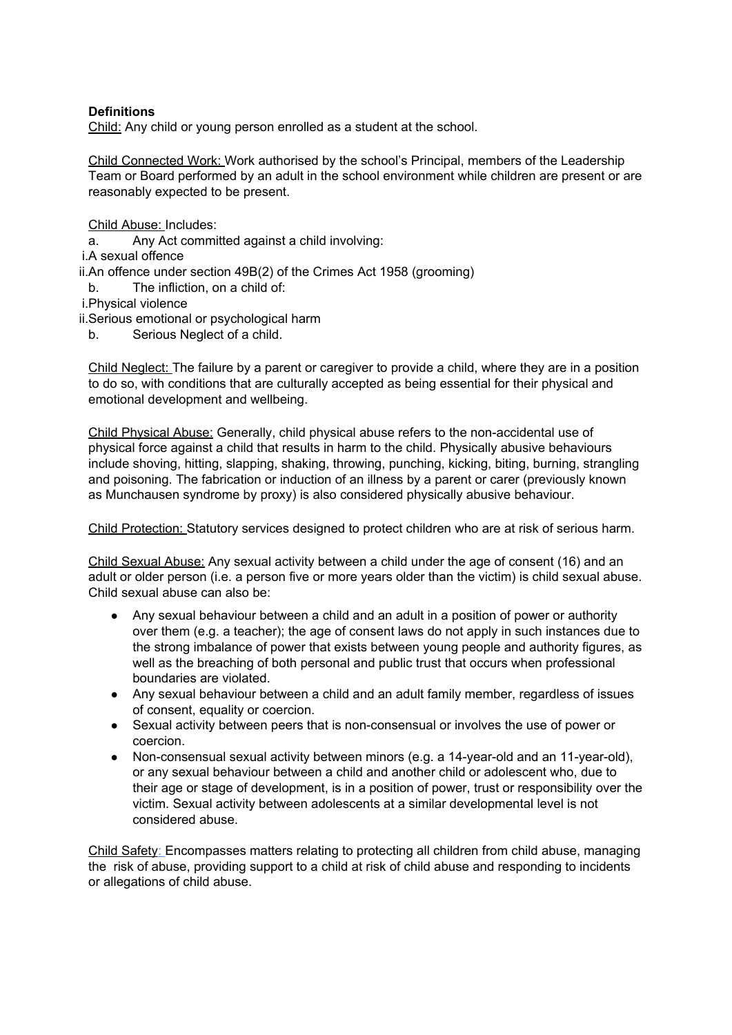**Definitions**

Child: Any child or young person enrolled as a student at the school.

Child Connected Work: Work authorised by the school's Principal, members of the Leadership Team or Board performed by an adult in the school environment while children are present or are reasonably expected to be present.

Child Abuse: Includes:

a. Any Act committed against a child involving:
   i. A sexual offence
   ii. An offence under section 49B(2) of the Crimes Act 1958 (grooming)

b. The infliction, on a child of:
   i. Physical violence
   ii. Serious emotional or psychological harm

b. Serious Neglect of a child.

Child Neglect: The failure by a parent or caregiver to provide a child, where they are in a position to do so, with conditions that are culturally accepted as being essential for their physical and emotional development and wellbeing.

Child Physical Abuse: Generally, child physical abuse refers to the non-accidental use of physical force against a child that results in harm to the child. Physically abusive behaviours include shoving, hitting, slapping, shaking, throwing, punching, kicking, biting, burning, strangling and poisoning. The fabrication or induction of an illness by a parent or carer (previously known as Munchausen syndrome by proxy) is also considered physically abusive behaviour.

Child Protection: Statutory services designed to protect children who are at risk of serious harm.

Child Sexual Abuse: Any sexual activity between a child under the age of consent (16) and an adult or older person (i.e. a person five or more years older than the victim) is child sexual abuse. Child sexual abuse can also be:

- Any sexual behaviour between a child and an adult in a position of power or authority over them (e.g. a teacher); the age of consent laws do not apply in such instances due to the strong imbalance of power that exists between young people and authority figures, as well as the breaching of both personal and public trust that occurs when professional boundaries are violated.
- Any sexual behaviour between a child and an adult family member, regardless of issues of consent, equality or coercion.
- Sexual activity between peers that is non-consensual or involves the use of power or coercion.
- Non-consensual sexual activity between minors (e.g. a 14-year-old and an 11-year-old), or any sexual behaviour between a child and another child or adolescent who, due to their age or stage of development, is in a position of power, trust or responsibility over the victim. Sexual activity between adolescents at a similar developmental level is not considered abuse.

Child Safety: Encompasses matters relating to protecting all children from child abuse, managing the risk of abuse, providing support to a child at risk of child abuse and responding to incidents or allegations of child abuse.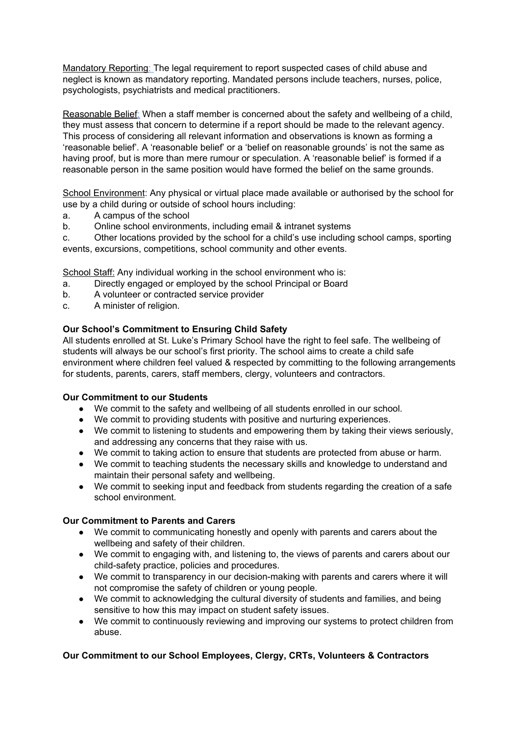Mandatory Reporting: The legal requirement to report suspected cases of child abuse and neglect is known as mandatory reporting. Mandated persons include teachers, nurses, police, psychologists, psychiatrists and medical practitioners.

Reasonable Belief: When a staff member is concerned about the safety and wellbeing of a child, they must assess that concern to determine if a report should be made to the relevant agency. This process of considering all relevant information and observations is known as forming a 'reasonable belief'. A 'reasonable belief' or a 'belief on reasonable grounds' is not the same as having proof, but is more than mere rumour or speculation. A 'reasonable belief' is formed if a reasonable person in the same position would have formed the belief on the same grounds.

School Environment: Any physical or virtual place made available or authorised by the school for use by a child during or outside of school hours including:

a. A campus of the school
b. Online school environments, including email & intranet systems
c. Other locations provided by the school for a child's use including school camps, sporting events, excursions, competitions, school community and other events.

School Staff: Any individual working in the school environment who is:

a. Directly engaged or employed by the school Principal or Board
b. A volunteer or contracted service provider
c. A minister of religion.

**Our School's Commitment to Ensuring Child Safety**

All students enrolled at St. Luke's Primary School have the right to feel safe. The wellbeing of students will always be our school's first priority. The school aims to create a child safe environment where children feel valued & respected by committing to the following arrangements for students, parents, carers, staff members, clergy, volunteers and contractors.

**Our Commitment to our Students**

- We commit to the safety and wellbeing of all students enrolled in our school.
- We commit to providing students with positive and nurturing experiences.
- We commit to listening to students and empowering them by taking their views seriously, and addressing any concerns that they raise with us.
- We commit to taking action to ensure that students are protected from abuse or harm.
- We commit to teaching students the necessary skills and knowledge to understand and maintain their personal safety and wellbeing.
- We commit to seeking input and feedback from students regarding the creation of a safe school environment.

**Our Commitment to Parents and Carers**

- We commit to communicating honestly and openly with parents and carers about the wellbeing and safety of their children.
- We commit to engaging with, and listening to, the views of parents and carers about our child-safety practice, policies and procedures.
- We commit to transparency in our decision-making with parents and carers where it will not compromise the safety of children or young people.
- We commit to acknowledging the cultural diversity of students and families, and being sensitive to how this may impact on student safety issues.
- We commit to continuously reviewing and improving our systems to protect children from abuse.

**Our Commitment to our School Employees, Clergy, CRTs, Volunteers & Contractors**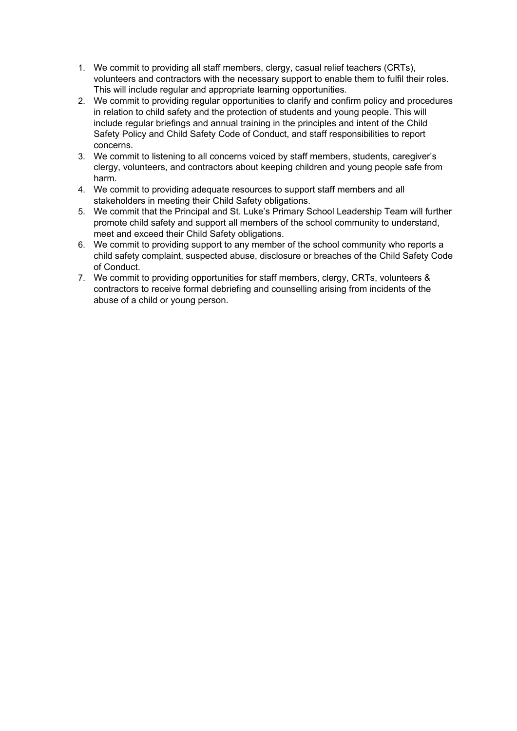1. We commit to providing all staff members, clergy, casual relief teachers (CRTs), volunteers and contractors with the necessary support to enable them to fulfil their roles. This will include regular and appropriate learning opportunities.
2. We commit to providing regular opportunities to clarify and confirm policy and procedures in relation to child safety and the protection of students and young people. This will include regular briefings and annual training in the principles and intent of the Child Safety Policy and Child Safety Code of Conduct, and staff responsibilities to report concerns.
3. We commit to listening to all concerns voiced by staff members, students, caregiver's clergy, volunteers, and contractors about keeping children and young people safe from harm.
4. We commit to providing adequate resources to support staff members and all stakeholders in meeting their Child Safety obligations.
5. We commit that the Principal and St. Luke's Primary School Leadership Team will further promote child safety and support all members of the school community to understand, meet and exceed their Child Safety obligations.
6. We commit to providing support to any member of the school community who reports a child safety complaint, suspected abuse, disclosure or breaches of the Child Safety Code of Conduct.
7. We commit to providing opportunities for staff members, clergy, CRTs, volunteers & contractors to receive formal debriefing and counselling arising from incidents of the abuse of a child or young person.